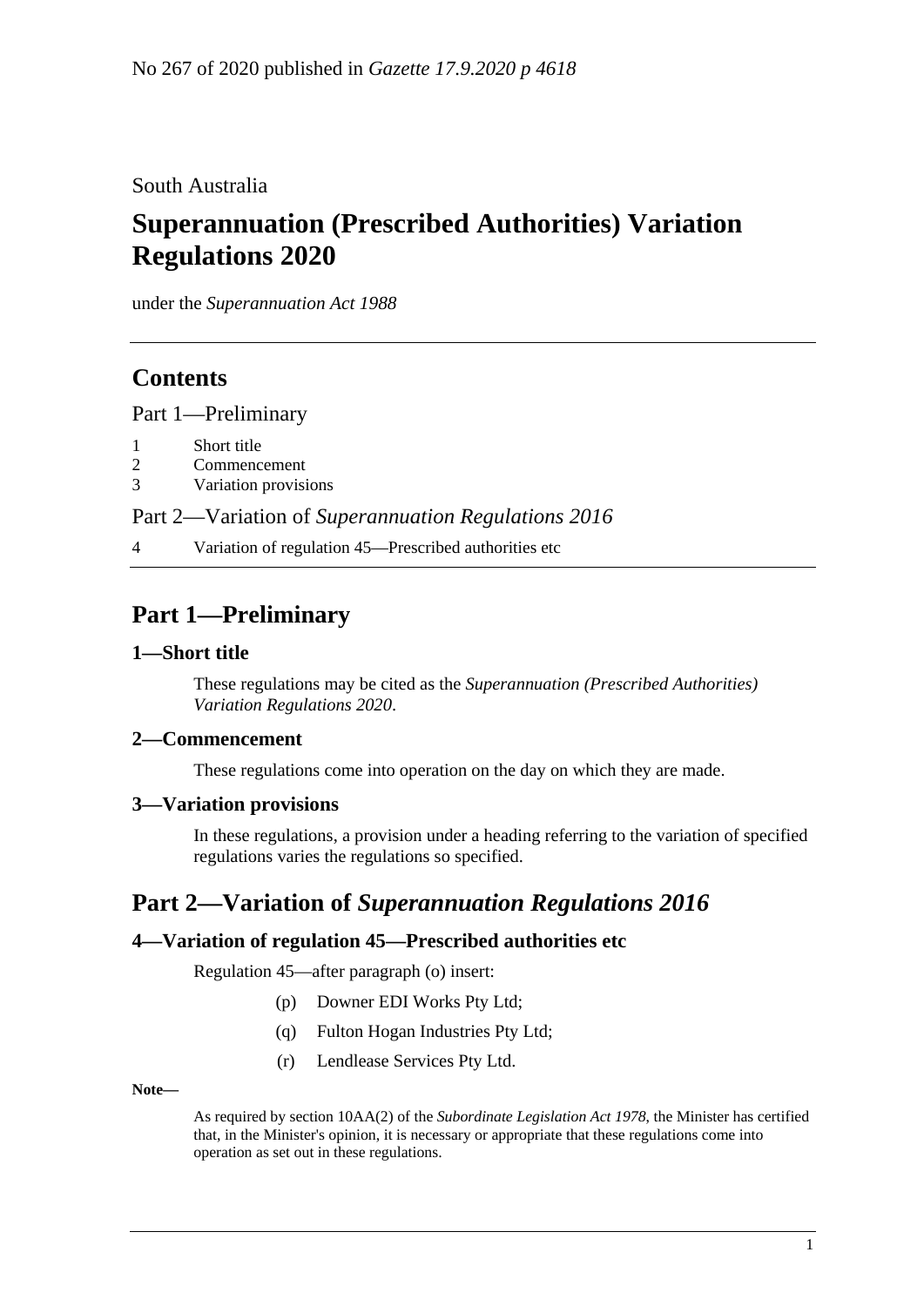No 267 of 2020 published in *Gazette 17.9.2020 p 4618*

South Australia

# Superannuation (Prescribed Authorities) Variation Regulations 2020

under the *Superannuation Act 1988*

## Contents

Part 1—Preliminary

1 Short title
2 Commencement
3 Variation provisions

Part 2—Variation of *Superannuation Regulations 2016*

4 Variation of regulation 45—Prescribed authorities etc

## Part 1—Preliminary

### 1—Short title

These regulations may be cited as the *Superannuation (Prescribed Authorities) Variation Regulations 2020*.

### 2—Commencement

These regulations come into operation on the day on which they are made.

### 3—Variation provisions

In these regulations, a provision under a heading referring to the variation of specified regulations varies the regulations so specified.

## Part 2—Variation of *Superannuation Regulations 2016*

### 4—Variation of regulation 45—Prescribed authorities etc

Regulation 45—after paragraph (o) insert:

(p) Downer EDI Works Pty Ltd;

(q) Fulton Hogan Industries Pty Ltd;

(r) Lendlease Services Pty Ltd.

**Note—**

As required by section 10AA(2) of the *Subordinate Legislation Act 1978*, the Minister has certified that, in the Minister's opinion, it is necessary or appropriate that these regulations come into operation as set out in these regulations.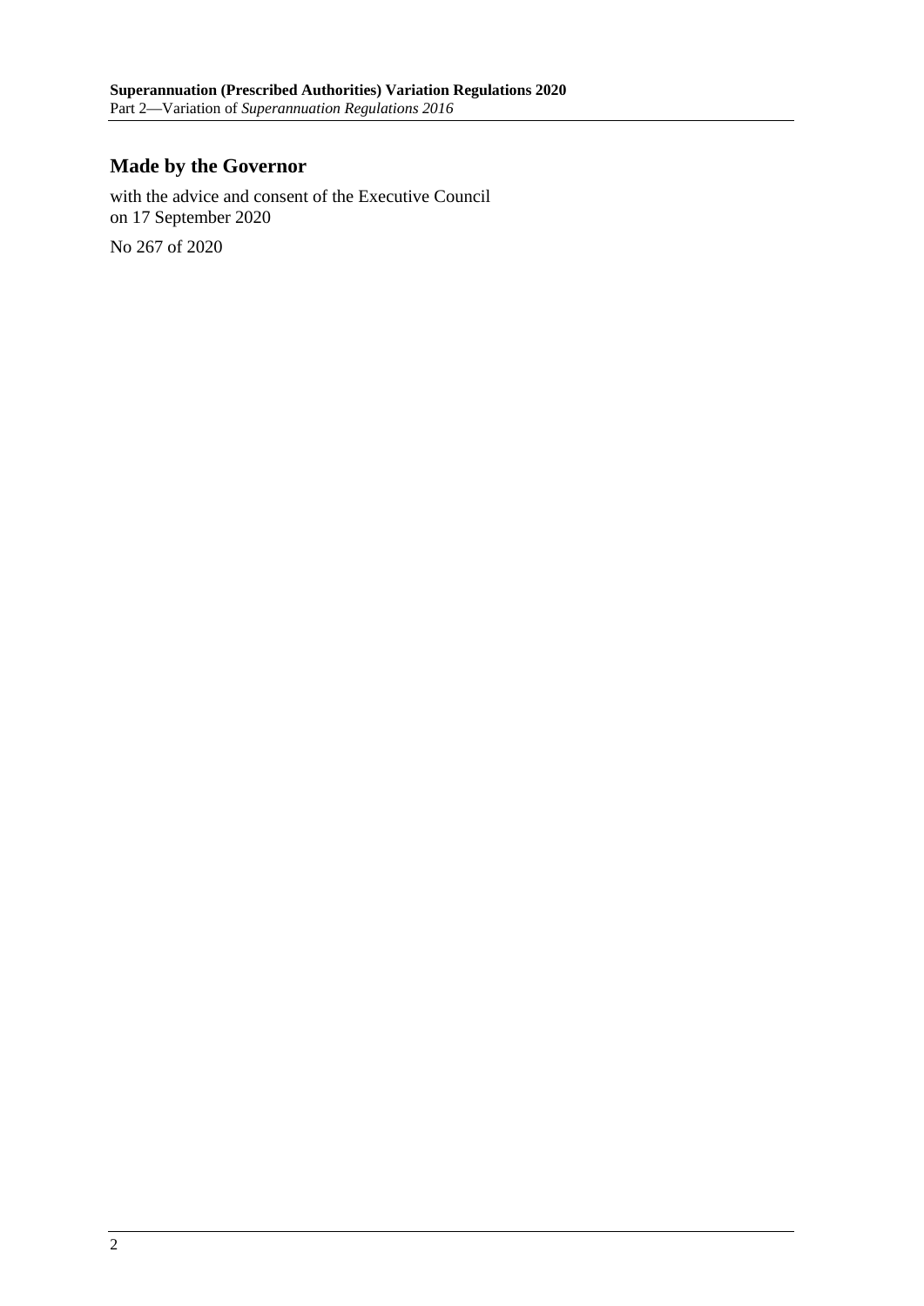## Made by the Governor

with the advice and consent of the Executive Council
on 17 September 2020

No 267 of 2020